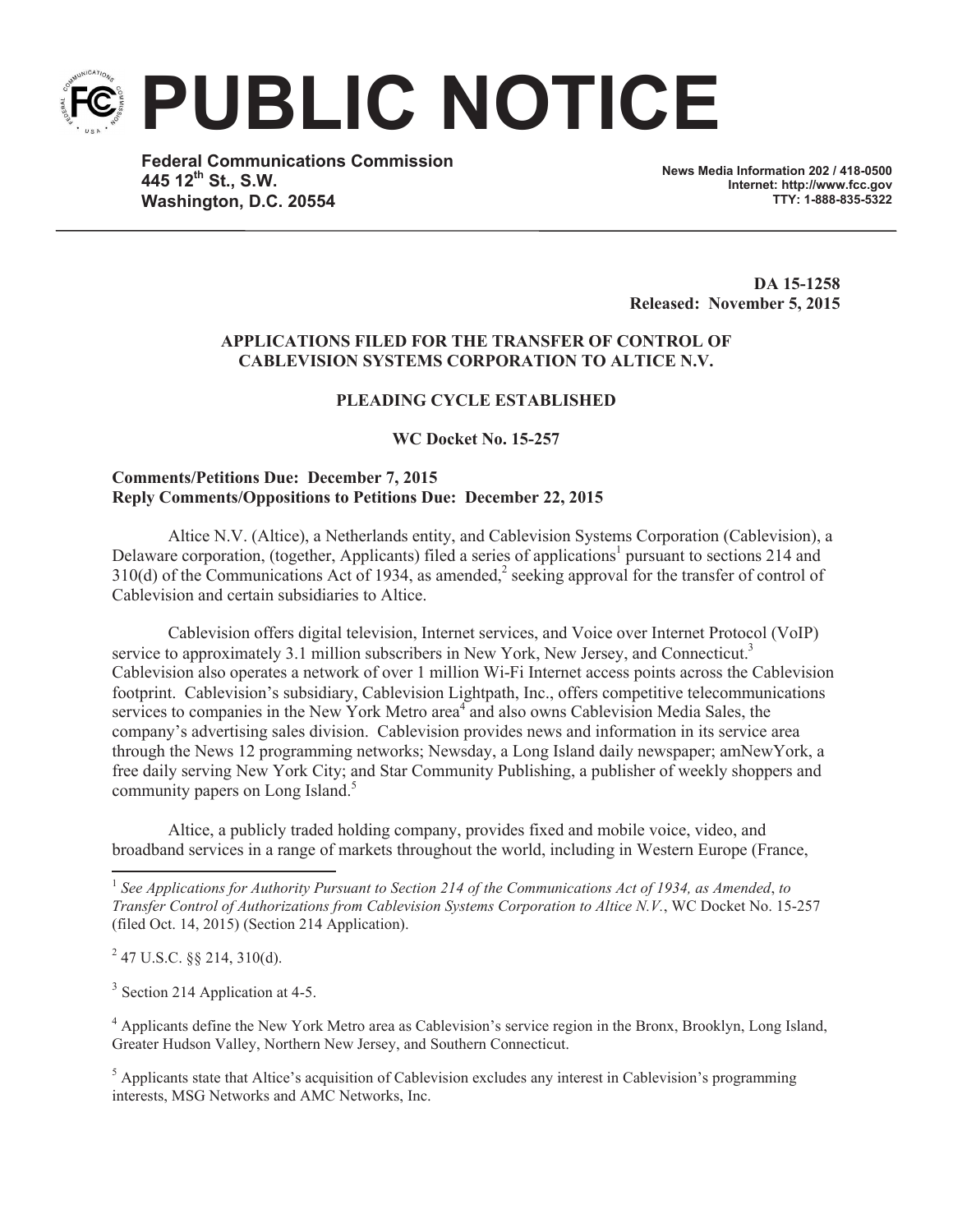# PUBLIC NOTICE

**Federal Communications Commission**
**445 12th St., S.W.**
**Washington, D.C. 20554**

**News Media Information 202 / 418-0500**
**Internet: http://www.fcc.gov**
**TTY: 1-888-835-5322**

**DA 15-1258**
**Released: November 5, 2015**

**APPLICATIONS FILED FOR THE TRANSFER OF CONTROL OF CABLEVISION SYSTEMS CORPORATION TO ALTICE N.V.**

**PLEADING CYCLE ESTABLISHED**

**WC Docket No. 15-257**

**Comments/Petitions Due: December 7, 2015**
**Reply Comments/Oppositions to Petitions Due: December 22, 2015**

Altice N.V. (Altice), a Netherlands entity, and Cablevision Systems Corporation (Cablevision), a Delaware corporation, (together, Applicants) filed a series of applications[1] pursuant to sections 214 and 310(d) of the Communications Act of 1934, as amended,[2] seeking approval for the transfer of control of Cablevision and certain subsidiaries to Altice.

Cablevision offers digital television, Internet services, and Voice over Internet Protocol (VoIP) service to approximately 3.1 million subscribers in New York, New Jersey, and Connecticut.[3] Cablevision also operates a network of over 1 million Wi-Fi Internet access points across the Cablevision footprint. Cablevision's subsidiary, Cablevision Lightpath, Inc., offers competitive telecommunications services to companies in the New York Metro area[4] and also owns Cablevision Media Sales, the company's advertising sales division. Cablevision provides news and information in its service area through the News 12 programming networks; Newsday, a Long Island daily newspaper; amNewYork, a free daily serving New York City; and Star Community Publishing, a publisher of weekly shoppers and community papers on Long Island.[5]

Altice, a publicly traded holding company, provides fixed and mobile voice, video, and broadband services in a range of markets throughout the world, including in Western Europe (France,

---

[1] *See Applications for Authority Pursuant to Section 214 of the Communications Act of 1934, as Amended*, *to Transfer Control of Authorizations from Cablevision Systems Corporation to Altice N.V.*, WC Docket No. 15-257 (filed Oct. 14, 2015) (Section 214 Application).

[2] 47 U.S.C. §§ 214, 310(d).

[3] Section 214 Application at 4-5.

[4] Applicants define the New York Metro area as Cablevision's service region in the Bronx, Brooklyn, Long Island, Greater Hudson Valley, Northern New Jersey, and Southern Connecticut.

[5] Applicants state that Altice's acquisition of Cablevision excludes any interest in Cablevision's programming interests, MSG Networks and AMC Networks, Inc.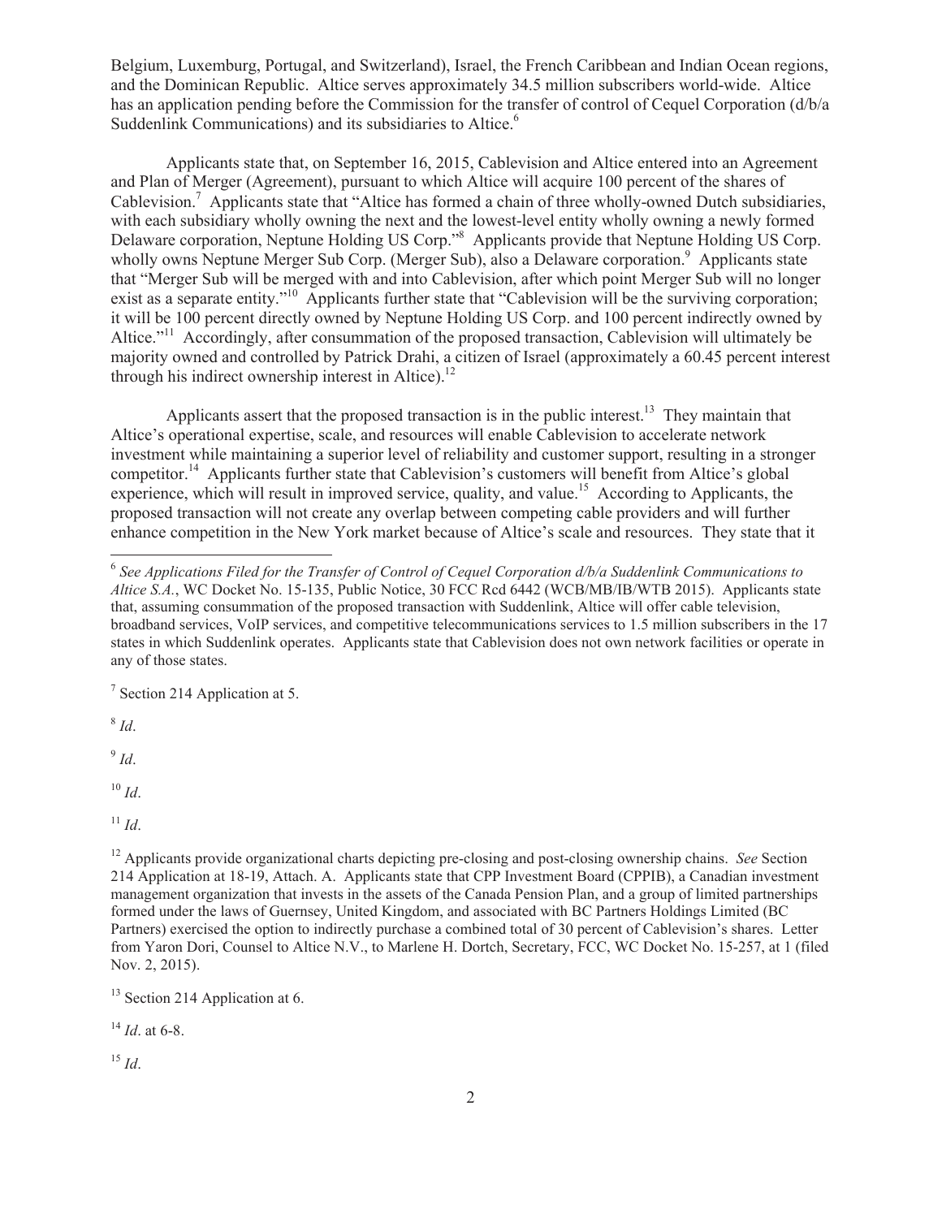Belgium, Luxemburg, Portugal, and Switzerland), Israel, the French Caribbean and Indian Ocean regions, and the Dominican Republic. Altice serves approximately 34.5 million subscribers world-wide. Altice has an application pending before the Commission for the transfer of control of Cequel Corporation (d/b/a Suddenlink Communications) and its subsidiaries to Altice.[6]

Applicants state that, on September 16, 2015, Cablevision and Altice entered into an Agreement and Plan of Merger (Agreement), pursuant to which Altice will acquire 100 percent of the shares of Cablevision.[7] Applicants state that "Altice has formed a chain of three wholly-owned Dutch subsidiaries, with each subsidiary wholly owning the next and the lowest-level entity wholly owning a newly formed Delaware corporation, Neptune Holding US Corp."[8] Applicants provide that Neptune Holding US Corp. wholly owns Neptune Merger Sub Corp. (Merger Sub), also a Delaware corporation.[9] Applicants state that "Merger Sub will be merged with and into Cablevision, after which point Merger Sub will no longer exist as a separate entity."[10] Applicants further state that "Cablevision will be the surviving corporation; it will be 100 percent directly owned by Neptune Holding US Corp. and 100 percent indirectly owned by Altice."[11] Accordingly, after consummation of the proposed transaction, Cablevision will ultimately be majority owned and controlled by Patrick Drahi, a citizen of Israel (approximately a 60.45 percent interest through his indirect ownership interest in Altice).[12]

Applicants assert that the proposed transaction is in the public interest.[13] They maintain that Altice's operational expertise, scale, and resources will enable Cablevision to accelerate network investment while maintaining a superior level of reliability and customer support, resulting in a stronger competitor.[14] Applicants further state that Cablevision's customers will benefit from Altice's global experience, which will result in improved service, quality, and value.[15] According to Applicants, the proposed transaction will not create any overlap between competing cable providers and will further enhance competition in the New York market because of Altice's scale and resources. They state that it

---

[6] *See Applications Filed for the Transfer of Control of Cequel Corporation d/b/a Suddenlink Communications to Altice S.A.*, WC Docket No. 15-135, Public Notice, 30 FCC Rcd 6442 (WCB/MB/IB/WTB 2015). Applicants state that, assuming consummation of the proposed transaction with Suddenlink, Altice will offer cable television, broadband services, VoIP services, and competitive telecommunications services to 1.5 million subscribers in the 17 states in which Suddenlink operates. Applicants state that Cablevision does not own network facilities or operate in any of those states.

[7] Section 214 Application at 5.

[8] *Id*.

[9] *Id*.

[10] *Id*.

[11] *Id*.

[12] Applicants provide organizational charts depicting pre-closing and post-closing ownership chains. *See* Section 214 Application at 18-19, Attach. A. Applicants state that CPP Investment Board (CPPIB), a Canadian investment management organization that invests in the assets of the Canada Pension Plan, and a group of limited partnerships formed under the laws of Guernsey, United Kingdom, and associated with BC Partners Holdings Limited (BC Partners) exercised the option to indirectly purchase a combined total of 30 percent of Cablevision's shares. Letter from Yaron Dori, Counsel to Altice N.V., to Marlene H. Dortch, Secretary, FCC, WC Docket No. 15-257, at 1 (filed Nov. 2, 2015).

[13] Section 214 Application at 6.

[14] *Id*. at 6-8.

[15] *Id*.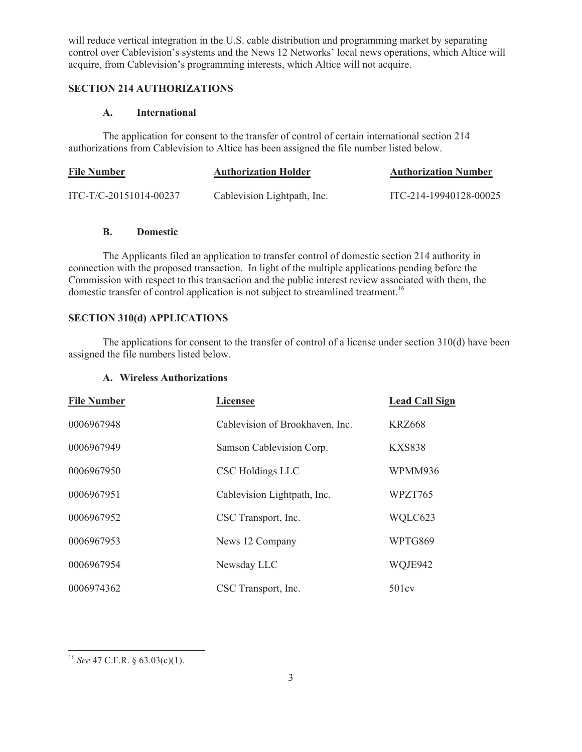will reduce vertical integration in the U.S. cable distribution and programming market by separating control over Cablevision's systems and the News 12 Networks' local news operations, which Altice will acquire, from Cablevision's programming interests, which Altice will not acquire.

**SECTION 214 AUTHORIZATIONS**

**A. International**

The application for consent to the transfer of control of certain international section 214 authorizations from Cablevision to Altice has been assigned the file number listed below.

| File Number | Authorization Holder | Authorization Number |
|---|---|---|
| ITC-T/C-20151014-00237 | Cablevision Lightpath, Inc. | ITC-214-19940128-00025 |

**B. Domestic**

The Applicants filed an application to transfer control of domestic section 214 authority in connection with the proposed transaction. In light of the multiple applications pending before the Commission with respect to this transaction and the public interest review associated with them, the domestic transfer of control application is not subject to streamlined treatment.[16]

**SECTION 310(d) APPLICATIONS**

The applications for consent to the transfer of control of a license under section 310(d) have been assigned the file numbers listed below.

**A. Wireless Authorizations**

| File Number | Licensee | Lead Call Sign |
|---|---|---|
| 0006967948 | Cablevision of Brookhaven, Inc. | KRZ668 |
| 0006967949 | Samson Cablevision Corp. | KXS838 |
| 0006967950 | CSC Holdings LLC | WPMM936 |
| 0006967951 | Cablevision Lightpath, Inc. | WPZT765 |
| 0006967952 | CSC Transport, Inc. | WQLC623 |
| 0006967953 | News 12 Company | WPTG869 |
| 0006967954 | Newsday LLC | WQJE942 |
| 0006974362 | CSC Transport, Inc. | 501cv |

[16] *See* 47 C.F.R. § 63.03(c)(1).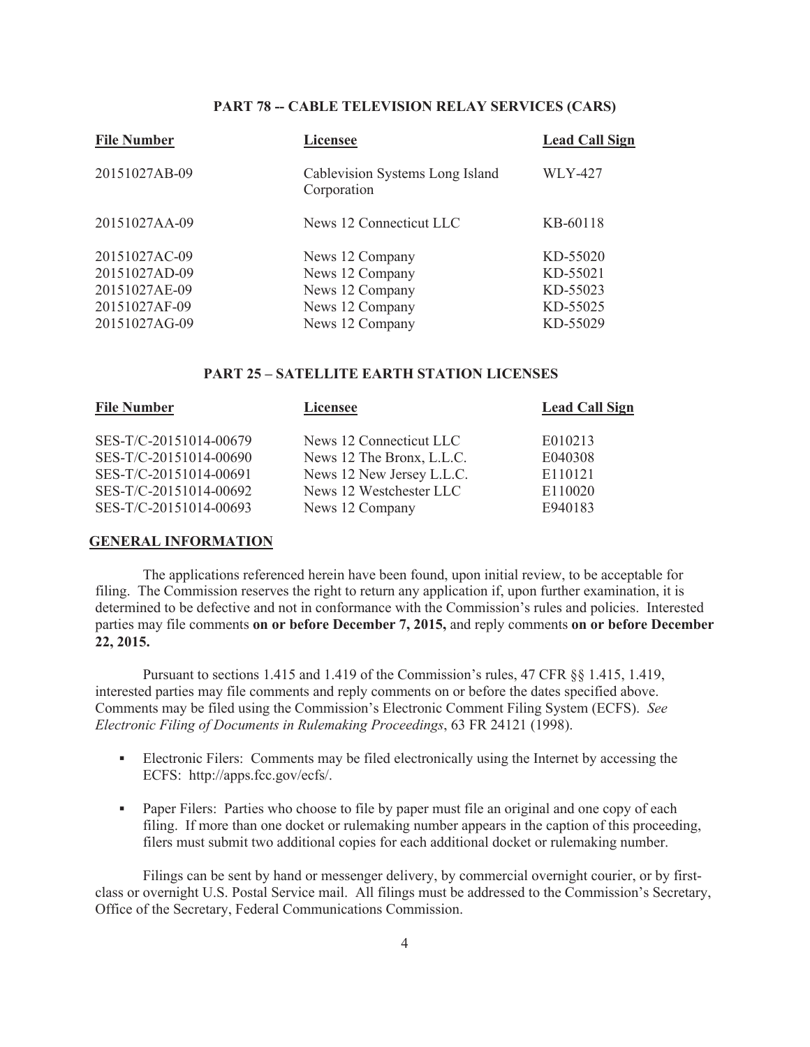### PART 78 -- CABLE TELEVISION RELAY SERVICES (CARS)

| File Number | Licensee | Lead Call Sign |
| --- | --- | --- |
| 20151027AB-09 | Cablevision Systems Long Island Corporation | WLY-427 |
| 20151027AA-09 | News 12 Connecticut LLC | KB-60118 |
| 20151027AC-09 | News 12 Company | KD-55020 |
| 20151027AD-09 | News 12 Company | KD-55021 |
| 20151027AE-09 | News 12 Company | KD-55023 |
| 20151027AF-09 | News 12 Company | KD-55025 |
| 20151027AG-09 | News 12 Company | KD-55029 |

### PART 25 – SATELLITE EARTH STATION LICENSES

| File Number | Licensee | Lead Call Sign |
| --- | --- | --- |
| SES-T/C-20151014-00679 | News 12 Connecticut LLC | E010213 |
| SES-T/C-20151014-00690 | News 12 The Bronx, L.L.C. | E040308 |
| SES-T/C-20151014-00691 | News 12 New Jersey L.L.C. | E110121 |
| SES-T/C-20151014-00692 | News 12 Westchester LLC | E110020 |
| SES-T/C-20151014-00693 | News 12 Company | E940183 |

## GENERAL INFORMATION

The applications referenced herein have been found, upon initial review, to be acceptable for filing. The Commission reserves the right to return any application if, upon further examination, it is determined to be defective and not in conformance with the Commission's rules and policies. Interested parties may file comments **on or before December 7, 2015,** and reply comments **on or before December 22, 2015.**

Pursuant to sections 1.415 and 1.419 of the Commission's rules, 47 CFR §§ 1.415, 1.419, interested parties may file comments and reply comments on or before the dates specified above. Comments may be filed using the Commission's Electronic Comment Filing System (ECFS). *See Electronic Filing of Documents in Rulemaking Proceedings*, 63 FR 24121 (1998).

- Electronic Filers: Comments may be filed electronically using the Internet by accessing the ECFS: http://apps.fcc.gov/ecfs/.

- Paper Filers: Parties who choose to file by paper must file an original and one copy of each filing. If more than one docket or rulemaking number appears in the caption of this proceeding, filers must submit two additional copies for each additional docket or rulemaking number.

Filings can be sent by hand or messenger delivery, by commercial overnight courier, or by first-class or overnight U.S. Postal Service mail. All filings must be addressed to the Commission's Secretary, Office of the Secretary, Federal Communications Commission.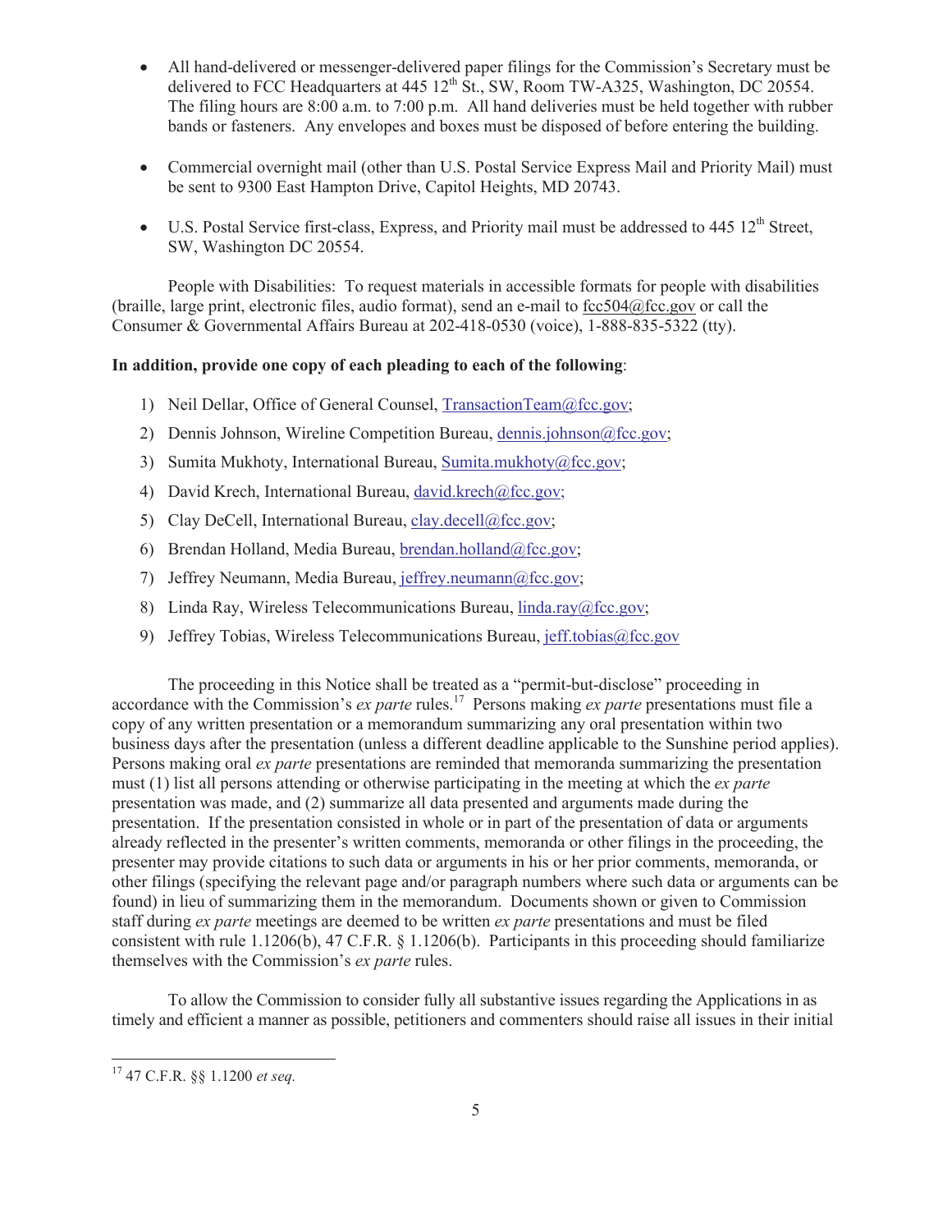- All hand-delivered or messenger-delivered paper filings for the Commission's Secretary must be delivered to FCC Headquarters at 445 12th St., SW, Room TW-A325, Washington, DC 20554. The filing hours are 8:00 a.m. to 7:00 p.m. All hand deliveries must be held together with rubber bands or fasteners. Any envelopes and boxes must be disposed of before entering the building.

- Commercial overnight mail (other than U.S. Postal Service Express Mail and Priority Mail) must be sent to 9300 East Hampton Drive, Capitol Heights, MD 20743.

- U.S. Postal Service first-class, Express, and Priority mail must be addressed to 445 12th Street, SW, Washington DC 20554.

People with Disabilities: To request materials in accessible formats for people with disabilities (braille, large print, electronic files, audio format), send an e-mail to fcc504@fcc.gov or call the Consumer & Governmental Affairs Bureau at 202-418-0530 (voice), 1-888-835-5322 (tty).

**In addition, provide one copy of each pleading to each of the following**:

1) Neil Dellar, Office of General Counsel, TransactionTeam@fcc.gov;
2) Dennis Johnson, Wireline Competition Bureau, dennis.johnson@fcc.gov;
3) Sumita Mukhoty, International Bureau, Sumita.mukhoty@fcc.gov;
4) David Krech, International Bureau, david.krech@fcc.gov;
5) Clay DeCell, International Bureau, clay.decell@fcc.gov;
6) Brendan Holland, Media Bureau, brendan.holland@fcc.gov;
7) Jeffrey Neumann, Media Bureau, jeffrey.neumann@fcc.gov;
8) Linda Ray, Wireless Telecommunications Bureau, linda.ray@fcc.gov;
9) Jeffrey Tobias, Wireless Telecommunications Bureau, jeff.tobias@fcc.gov

The proceeding in this Notice shall be treated as a "permit-but-disclose" proceeding in accordance with the Commission's *ex parte* rules.[17] Persons making *ex parte* presentations must file a copy of any written presentation or a memorandum summarizing any oral presentation within two business days after the presentation (unless a different deadline applicable to the Sunshine period applies). Persons making oral *ex parte* presentations are reminded that memoranda summarizing the presentation must (1) list all persons attending or otherwise participating in the meeting at which the *ex parte* presentation was made, and (2) summarize all data presented and arguments made during the presentation. If the presentation consisted in whole or in part of the presentation of data or arguments already reflected in the presenter's written comments, memoranda or other filings in the proceeding, the presenter may provide citations to such data or arguments in his or her prior comments, memoranda, or other filings (specifying the relevant page and/or paragraph numbers where such data or arguments can be found) in lieu of summarizing them in the memorandum. Documents shown or given to Commission staff during *ex parte* meetings are deemed to be written *ex parte* presentations and must be filed consistent with rule 1.1206(b), 47 C.F.R. § 1.1206(b). Participants in this proceeding should familiarize themselves with the Commission's *ex parte* rules.

To allow the Commission to consider fully all substantive issues regarding the Applications in as timely and efficient a manner as possible, petitioners and commenters should raise all issues in their initial

[17] 47 C.F.R. §§ 1.1200 *et seq.*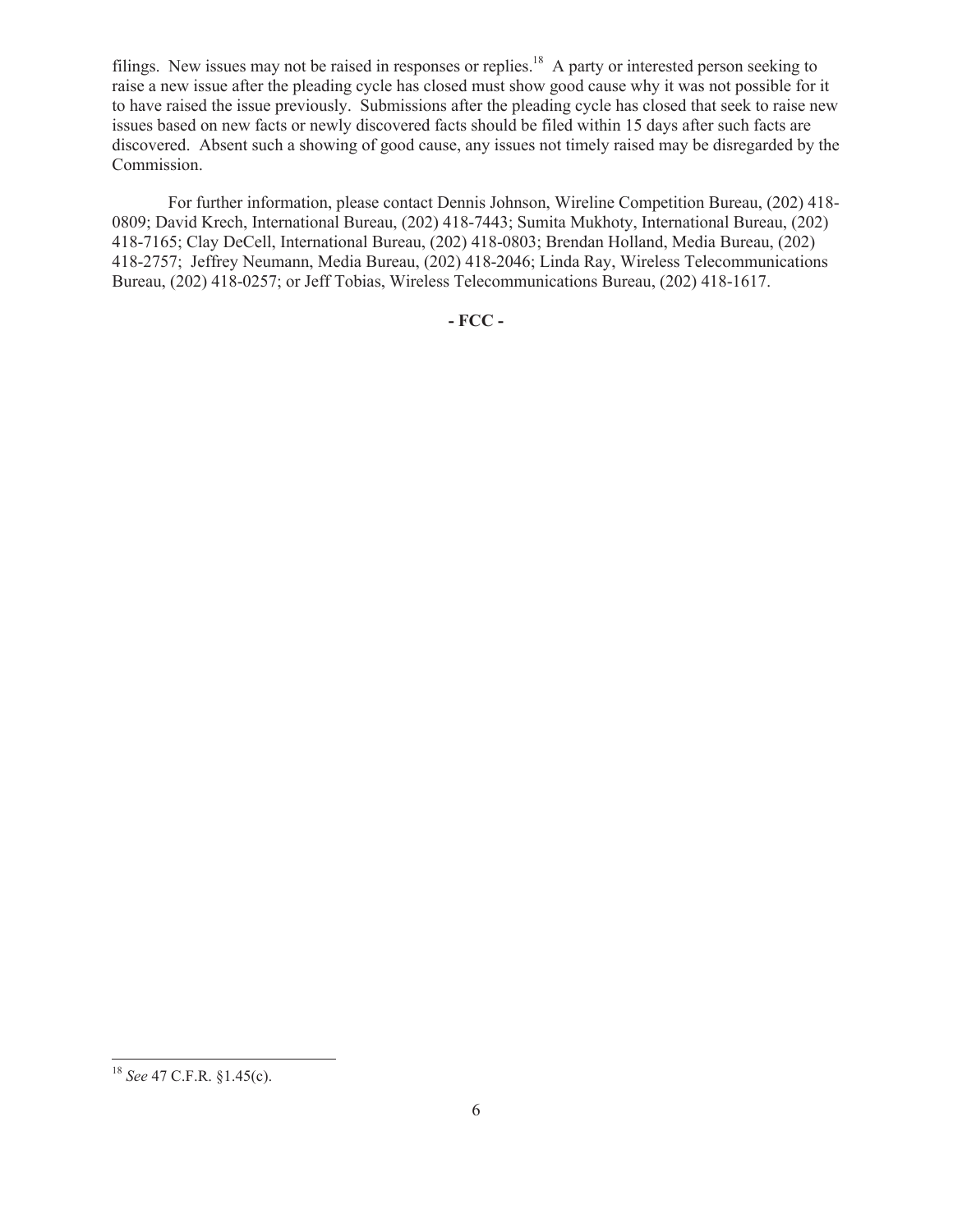filings. New issues may not be raised in responses or replies.[18] A party or interested person seeking to raise a new issue after the pleading cycle has closed must show good cause why it was not possible for it to have raised the issue previously. Submissions after the pleading cycle has closed that seek to raise new issues based on new facts or newly discovered facts should be filed within 15 days after such facts are discovered. Absent such a showing of good cause, any issues not timely raised may be disregarded by the Commission.

For further information, please contact Dennis Johnson, Wireline Competition Bureau, (202) 418-0809; David Krech, International Bureau, (202) 418-7443; Sumita Mukhoty, International Bureau, (202) 418-7165; Clay DeCell, International Bureau, (202) 418-0803; Brendan Holland, Media Bureau, (202) 418-2757; Jeffrey Neumann, Media Bureau, (202) 418-2046; Linda Ray, Wireless Telecommunications Bureau, (202) 418-0257; or Jeff Tobias, Wireless Telecommunications Bureau, (202) 418-1617.

**- FCC -**

---

[18] *See* 47 C.F.R. §1.45(c).